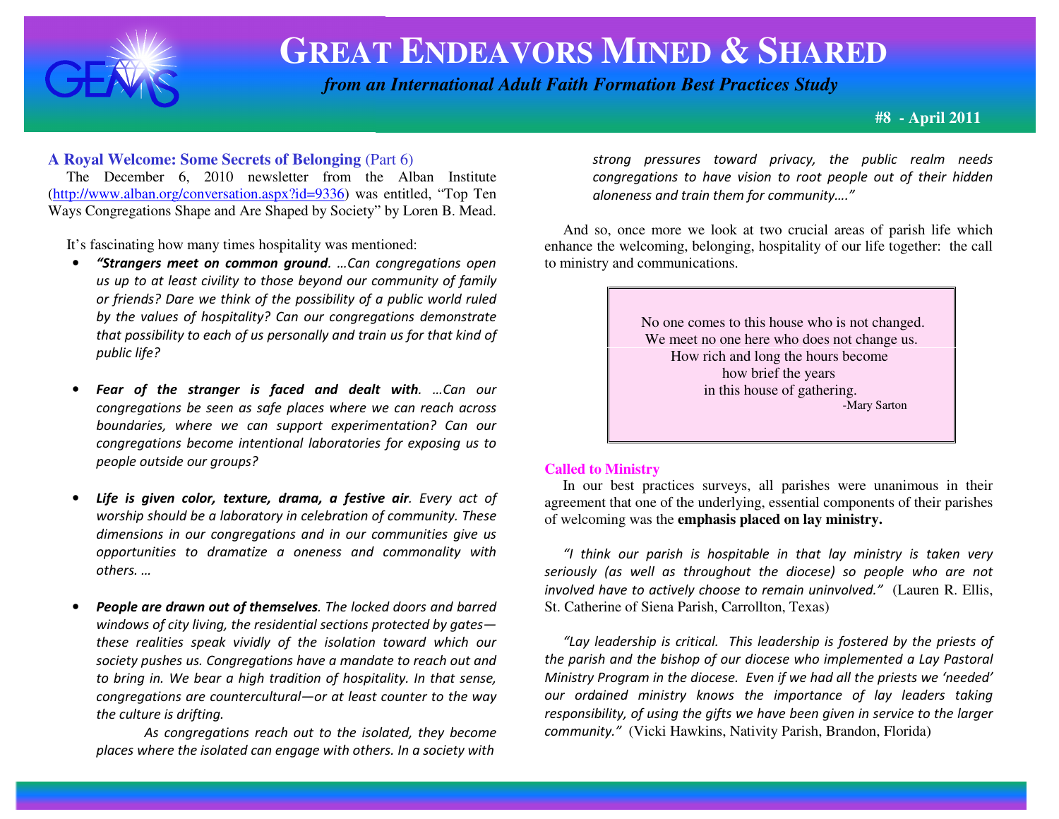# GREAT ENDEAVORS MINED & SHARED

*from an International Adult Faith Formation Best Practices Study*

**#8 - April 2011**

## A Royal Welcome: Some Secrets of Belonging (Part 6)

The December 6, 2010 newsletter from the Alban Institute (http://www.alban.org/conversation.aspx?id=9336) was entitled, "Top Ten Ways Congregations Shape and Are Shaped by Society" by Loren B. Mead.

It's fascinating how many times hospitality was mentioned:

- ***"Strangers meet on common ground**. …Can congregations open us up to at least civility to those beyond our community of family or friends? Dare we think of the possibility of a public world ruled by the values of hospitality? Can our congregations demonstrate that possibility to each of us personally and train us for that kind of public life?*

- ***Fear of the stranger is faced and dealt with**. …Can our congregations be seen as safe places where we can reach across boundaries, where we can support experimentation? Can our congregations become intentional laboratories for exposing us to people outside our groups?*

- ***Life is given color, texture, drama, a festive air**. Every act of worship should be a laboratory in celebration of community. These dimensions in our congregations and in our communities give us opportunities to dramatize a oneness and commonality with others. …*

- ***People are drawn out of themselves**. The locked doors and barred windows of city living, the residential sections protected by gates—these realities speak vividly of the isolation toward which our society pushes us. Congregations have a mandate to reach out and to bring in. We bear a high tradition of hospitality. In that sense, congregations are countercultural—or at least counter to the way the culture is drifting.*

  *As congregations reach out to the isolated, they become places where the isolated can engage with others. In a society with strong pressures toward privacy, the public realm needs congregations to have vision to root people out of their hidden aloneness and train them for community…."*

And so, once more we look at two crucial areas of parish life which enhance the welcoming, belonging, hospitality of our life together: the call to ministry and communications.

> No one comes to this house who is not changed.
> We meet no one here who does not change us.
> How rich and long the hours become
> how brief the years
> in this house of gathering.
>
> -Mary Sarton

### Called to Ministry

In our best practices surveys, all parishes were unanimous in their agreement that one of the underlying, essential components of their parishes of welcoming was the **emphasis placed on lay ministry.**

*"I think our parish is hospitable in that lay ministry is taken very seriously (as well as throughout the diocese) so people who are not involved have to actively choose to remain uninvolved."* (Lauren R. Ellis, St. Catherine of Siena Parish, Carrollton, Texas)

*"Lay leadership is critical. This leadership is fostered by the priests of the parish and the bishop of our diocese who implemented a Lay Pastoral Ministry Program in the diocese. Even if we had all the priests we 'needed' our ordained ministry knows the importance of lay leaders taking responsibility, of using the gifts we have been given in service to the larger community."* (Vicki Hawkins, Nativity Parish, Brandon, Florida)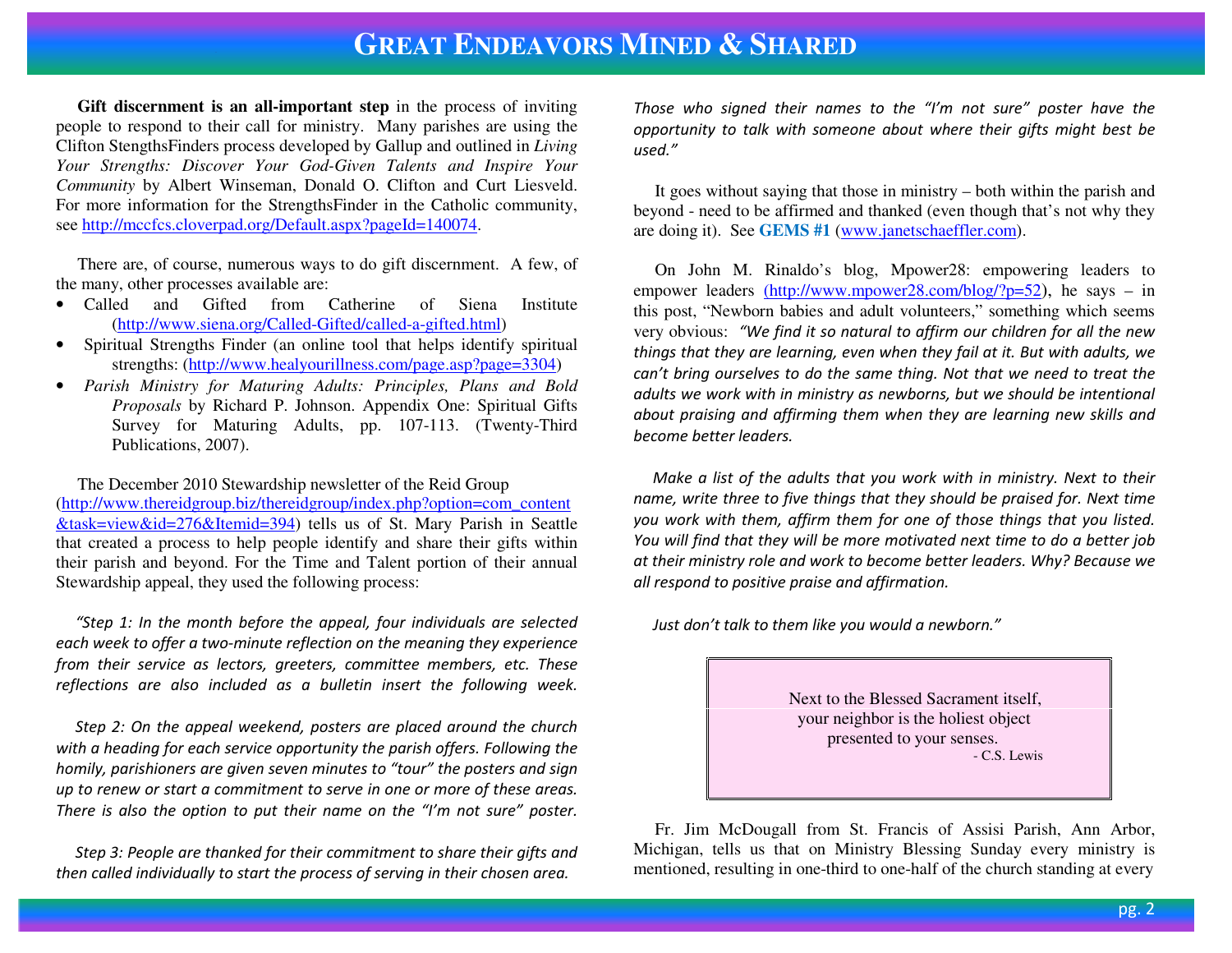# Great Endeavors Mined & Shared

**Gift discernment is an all-important step** in the process of inviting people to respond to their call for ministry. Many parishes are using the Clifton StengthsFinders process developed by Gallup and outlined in *Living Your Strengths: Discover Your God-Given Talents and Inspire Your Community* by Albert Winseman, Donald O. Clifton and Curt Liesveld. For more information for the StrengthsFinder in the Catholic community, see http://mccfcs.cloverpad.org/Default.aspx?pageId=140074.

There are, of course, numerous ways to do gift discernment. A few, of the many, other processes available are:

- Called and Gifted from Catherine of Siena Institute (http://www.siena.org/Called-Gifted/called-a-gifted.html)
- Spiritual Strengths Finder (an online tool that helps identify spiritual strengths: (http://www.healyourillness.com/page.asp?page=3304)
- *Parish Ministry for Maturing Adults: Principles, Plans and Bold Proposals* by Richard P. Johnson. Appendix One: Spiritual Gifts Survey for Maturing Adults, pp. 107-113. (Twenty-Third Publications, 2007).

The December 2010 Stewardship newsletter of the Reid Group (http://www.thereidgroup.biz/thereidgroup/index.php?option=com_content&task=view&id=276&Itemid=394) tells us of St. Mary Parish in Seattle that created a process to help people identify and share their gifts within their parish and beyond. For the Time and Talent portion of their annual Stewardship appeal, they used the following process:

*"Step 1: In the month before the appeal, four individuals are selected each week to offer a two-minute reflection on the meaning they experience from their service as lectors, greeters, committee members, etc. These reflections are also included as a bulletin insert the following week.*

*Step 2: On the appeal weekend, posters are placed around the church with a heading for each service opportunity the parish offers. Following the homily, parishioners are given seven minutes to "tour" the posters and sign up to renew or start a commitment to serve in one or more of these areas. There is also the option to put their name on the "I'm not sure" poster.*

*Step 3: People are thanked for their commitment to share their gifts and then called individually to start the process of serving in their chosen area. Those who signed their names to the "I'm not sure" poster have the opportunity to talk with someone about where their gifts might best be used."*

It goes without saying that those in ministry – both within the parish and beyond - need to be affirmed and thanked (even though that's not why they are doing it). See **GEMS #1** (www.janetschaeffler.com).

On John M. Rinaldo's blog, Mpower28: empowering leaders to empower leaders (http://www.mpower28.com/blog/?p=52), he says – in this post, "Newborn babies and adult volunteers," something which seems very obvious: *"We find it so natural to affirm our children for all the new things that they are learning, even when they fail at it. But with adults, we can't bring ourselves to do the same thing. Not that we need to treat the adults we work with in ministry as newborns, but we should be intentional about praising and affirming them when they are learning new skills and become better leaders.*

*Make a list of the adults that you work with in ministry. Next to their name, write three to five things that they should be praised for. Next time you work with them, affirm them for one of those things that you listed. You will find that they will be more motivated next time to do a better job at their ministry role and work to become better leaders. Why? Because we all respond to positive praise and affirmation.*

*Just don't talk to them like you would a newborn."*

> Next to the Blessed Sacrament itself,
> your neighbor is the holiest object
> presented to your senses.
> \- C.S. Lewis

Fr. Jim McDougall from St. Francis of Assisi Parish, Ann Arbor, Michigan, tells us that on Ministry Blessing Sunday every ministry is mentioned, resulting in one-third to one-half of the church standing at every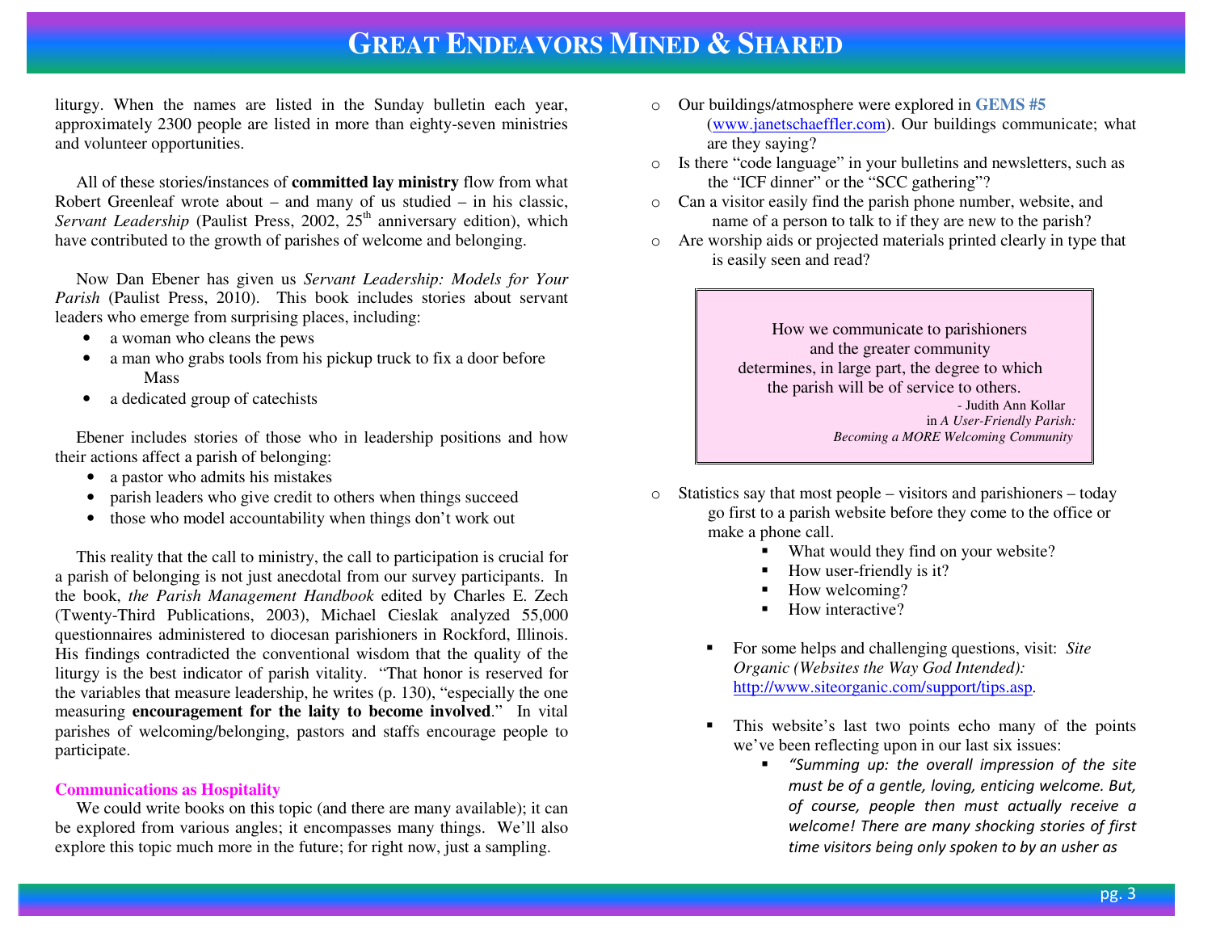liturgy. When the names are listed in the Sunday bulletin each year, approximately 2300 people are listed in more than eighty-seven ministries and volunteer opportunities.

All of these stories/instances of **committed lay ministry** flow from what Robert Greenleaf wrote about – and many of us studied – in his classic, *Servant Leadership* (Paulist Press, 2002, 25th anniversary edition), which have contributed to the growth of parishes of welcome and belonging.

Now Dan Ebener has given us *Servant Leadership: Models for Your Parish* (Paulist Press, 2010). This book includes stories about servant leaders who emerge from surprising places, including:

- a woman who cleans the pews
- a man who grabs tools from his pickup truck to fix a door before Mass
- a dedicated group of catechists

Ebener includes stories of those who in leadership positions and how their actions affect a parish of belonging:

- a pastor who admits his mistakes
- parish leaders who give credit to others when things succeed
- those who model accountability when things don't work out

This reality that the call to ministry, the call to participation is crucial for a parish of belonging is not just anecdotal from our survey participants. In the book, *the Parish Management Handbook* edited by Charles E. Zech (Twenty-Third Publications, 2003), Michael Cieslak analyzed 55,000 questionnaires administered to diocesan parishioners in Rockford, Illinois. His findings contradicted the conventional wisdom that the quality of the liturgy is the best indicator of parish vitality. "That honor is reserved for the variables that measure leadership, he writes (p. 130), "especially the one measuring **encouragement for the laity to become involved**." In vital parishes of welcoming/belonging, pastors and staffs encourage people to participate.

### Communications as Hospitality

We could write books on this topic (and there are many available); it can be explored from various angles; it encompasses many things. We'll also explore this topic much more in the future; for right now, just a sampling.

- Our buildings/atmosphere were explored in **GEMS #5** (www.janetschaeffler.com). Our buildings communicate; what are they saying?
- Is there "code language" in your bulletins and newsletters, such as the "ICF dinner" or the "SCC gathering"?
- Can a visitor easily find the parish phone number, website, and name of a person to talk to if they are new to the parish?
- Are worship aids or projected materials printed clearly in type that is easily seen and read?

> How we communicate to parishioners
> and the greater community
> determines, in large part, the degree to which
> the parish will be of service to others.
>
> \- Judith Ann Kollar
> in *A User-Friendly Parish: Becoming a MORE Welcoming Community*

- Statistics say that most people – visitors and parishioners – today go first to a parish website before they come to the office or make a phone call.
  - What would they find on your website?
  - How user-friendly is it?
  - How welcoming?
  - How interactive?
  - For some helps and challenging questions, visit: *Site Organic (Websites the Way God Intended):* http://www.siteorganic.com/support/tips.asp.
  - This website's last two points echo many of the points we've been reflecting upon in our last six issues:
    - *"Summing up: the overall impression of the site must be of a gentle, loving, enticing welcome. But, of course, people then must actually receive a welcome! There are many shocking stories of first time visitors being only spoken to by an usher as*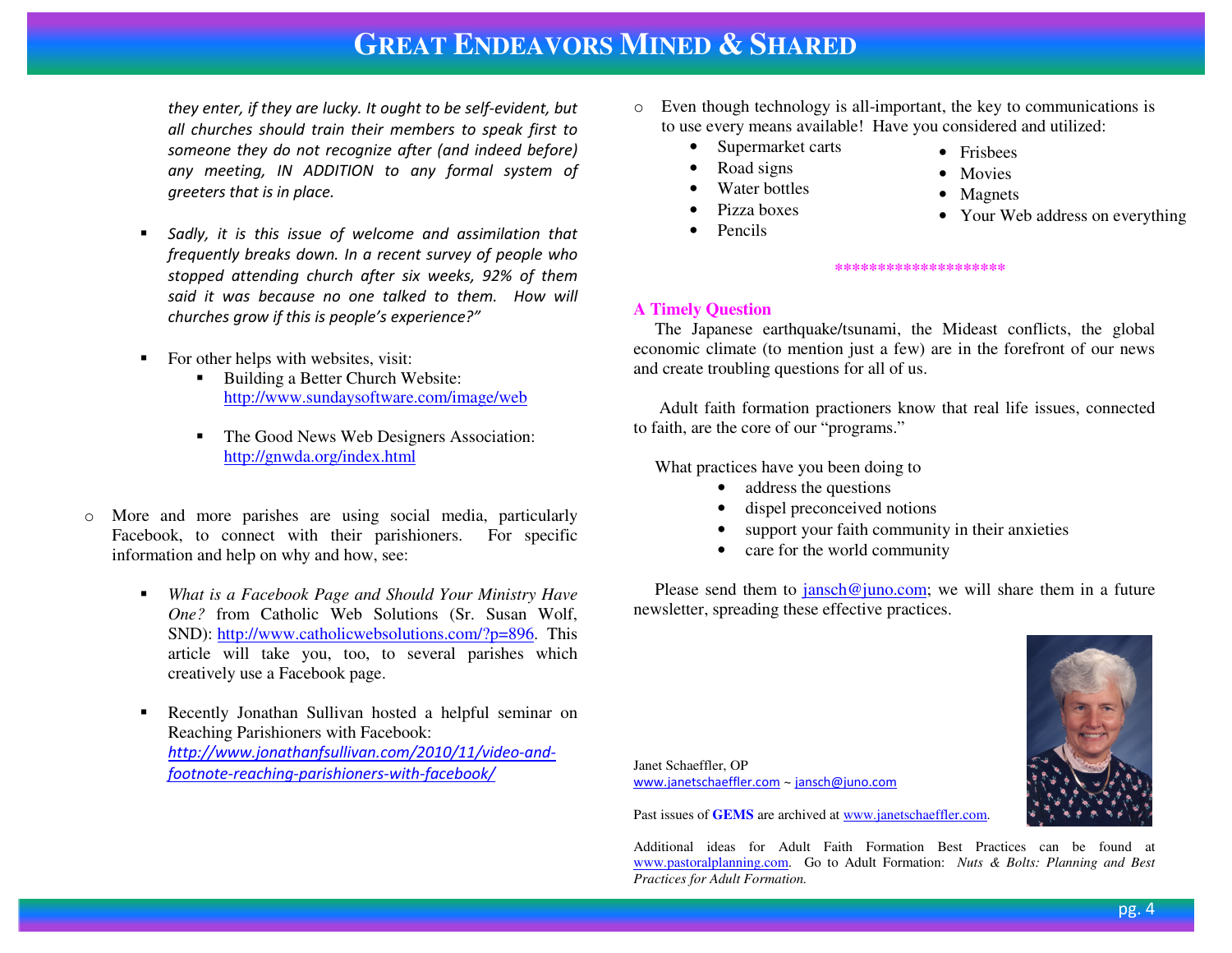*they enter, if they are lucky. It ought to be self-evident, but all churches should train their members to speak first to someone they do not recognize after (and indeed before) any meeting, IN ADDITION to any formal system of greeters that is in place.*

- *Sadly, it is this issue of welcome and assimilation that frequently breaks down. In a recent survey of people who stopped attending church after six weeks, 92% of them said it was because no one talked to them. How will churches grow if this is people's experience?"*

- For other helps with websites, visit:
  - Building a Better Church Website: http://www.sundaysoftware.com/image/web
  - The Good News Web Designers Association: http://gnwda.org/index.html

- More and more parishes are using social media, particularly Facebook, to connect with their parishioners. For specific information and help on why and how, see:
  - *What is a Facebook Page and Should Your Ministry Have One?* from Catholic Web Solutions (Sr. Susan Wolf, SND): http://www.catholicwebsolutions.com/?p=896. This article will take you, too, to several parishes which creatively use a Facebook page.
  - Recently Jonathan Sullivan hosted a helpful seminar on Reaching Parishioners with Facebook: *http://www.jonathanfsullivan.com/2010/11/video-and-footnote-reaching-parishioners-with-facebook/*

- Even though technology is all-important, the key to communications is to use every means available! Have you considered and utilized:
  - Supermarket carts
  - Road signs
  - Water bottles
  - Pizza boxes
  - Pencils
  - Frisbees
  - Movies
  - Magnets
  - Your Web address on everything

*******************

## A Timely Question

The Japanese earthquake/tsunami, the Mideast conflicts, the global economic climate (to mention just a few) are in the forefront of our news and create troubling questions for all of us.

Adult faith formation practioners know that real life issues, connected to faith, are the core of our "programs."

What practices have you been doing to

- address the questions
- dispel preconceived notions
- support your faith community in their anxieties
- care for the world community

Please send them to jansch@juno.com; we will share them in a future newsletter, spreading these effective practices.

Janet Schaeffler, OP
www.janetschaeffler.com ~ jansch@juno.com

Past issues of **GEMS** are archived at www.janetschaeffler.com.

Additional ideas for Adult Faith Formation Best Practices can be found at www.pastoralplanning.com. Go to Adult Formation: *Nuts & Bolts: Planning and Best Practices for Adult Formation.*